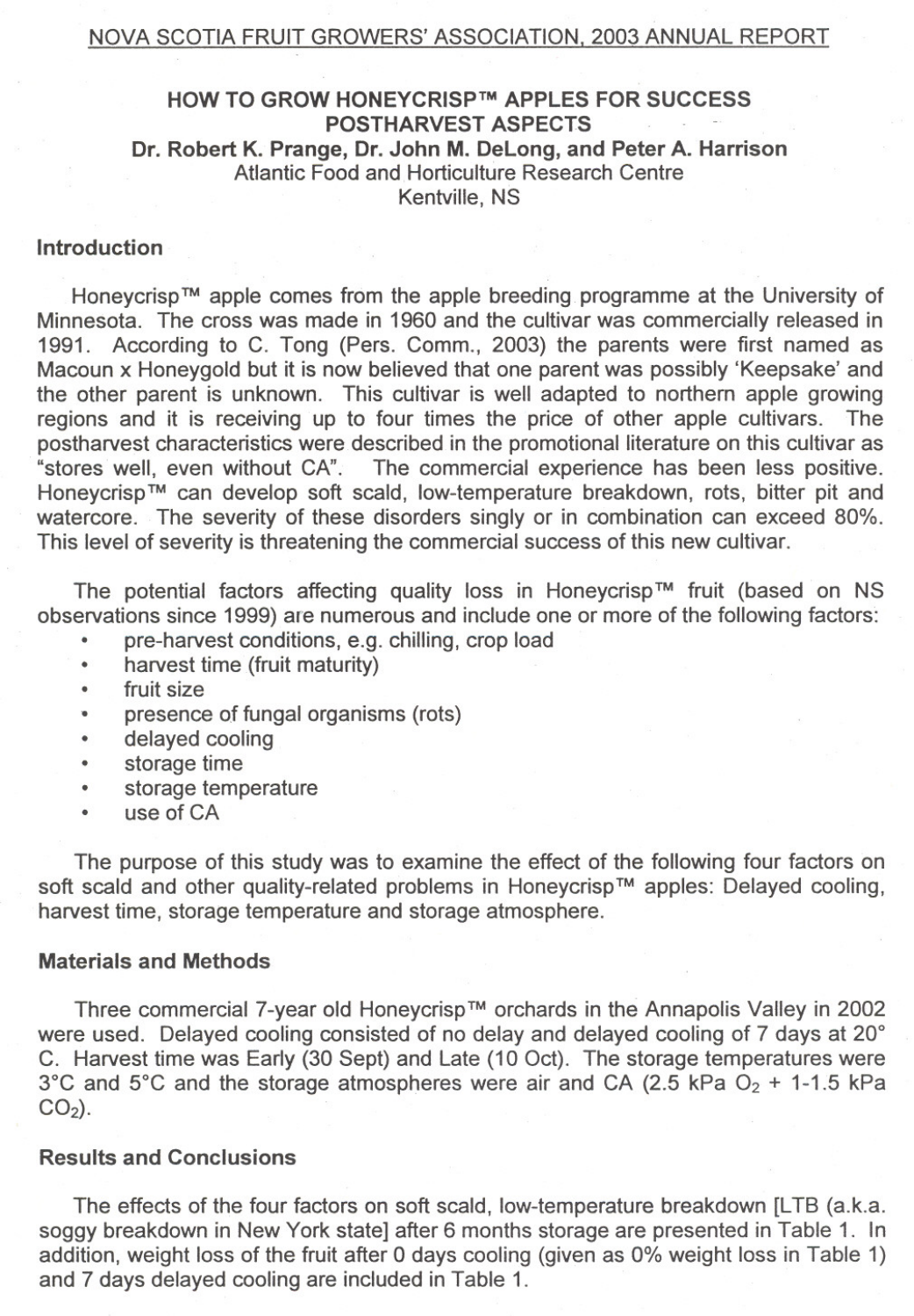NOVA SCOTIA FRUIT GROWERS' ASSOCIATION, 2003 ANNUAL REPORT

# HOW TO GROW HONEYCRISP™ APPLES FOR SUCCESS POSTHARVEST ASPECTS

**Dr. Robert K. Prange, Dr. John M. DeLong, and Peter A. Harrison**
Atlantic Food and Horticulture Research Centre
Kentville, NS

## Introduction

Honeycrisp™ apple comes from the apple breeding programme at the University of Minnesota. The cross was made in 1960 and the cultivar was commercially released in 1991. According to C. Tong (Pers. Comm., 2003) the parents were first named as Macoun x Honeygold but it is now believed that one parent was possibly 'Keepsake' and the other parent is unknown. This cultivar is well adapted to northern apple growing regions and it is receiving up to four times the price of other apple cultivars. The postharvest characteristics were described in the promotional literature on this cultivar as "stores well, even without CA". The commercial experience has been less positive. Honeycrisp™ can develop soft scald, low-temperature breakdown, rots, bitter pit and watercore. The severity of these disorders singly or in combination can exceed 80%. This level of severity is threatening the commercial success of this new cultivar.

The potential factors affecting quality loss in Honeycrisp™ fruit (based on NS observations since 1999) are numerous and include one or more of the following factors:

- pre-harvest conditions, e.g. chilling, crop load
- harvest time (fruit maturity)
- fruit size
- presence of fungal organisms (rots)
- delayed cooling
- storage time
- storage temperature
- use of CA

The purpose of this study was to examine the effect of the following four factors on soft scald and other quality-related problems in Honeycrisp™ apples: Delayed cooling, harvest time, storage temperature and storage atmosphere.

## Materials and Methods

Three commercial 7-year old Honeycrisp™ orchards in the Annapolis Valley in 2002 were used. Delayed cooling consisted of no delay and delayed cooling of 7 days at 20° C. Harvest time was Early (30 Sept) and Late (10 Oct). The storage temperatures were 3°C and 5°C and the storage atmospheres were air and CA (2.5 kPa $O_2$ + 1-1.5 kPa $CO_2$).

## Results and Conclusions

The effects of the four factors on soft scald, low-temperature breakdown [LTB (a.k.a. soggy breakdown in New York state] after 6 months storage are presented in Table 1. In addition, weight loss of the fruit after 0 days cooling (given as 0% weight loss in Table 1) and 7 days delayed cooling are included in Table 1.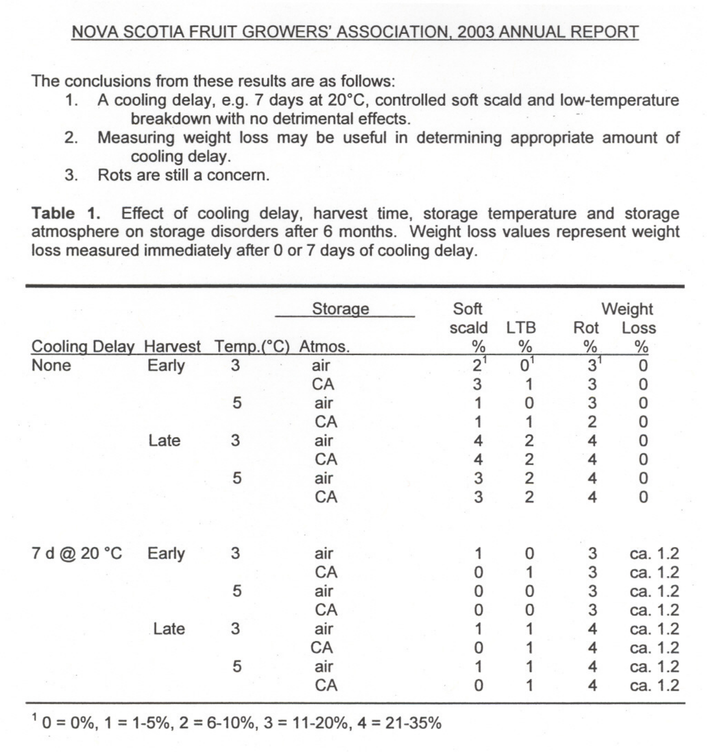The conclusions from these results are as follows:

1. A cooling delay, e.g. 7 days at 20°C, controlled soft scald and low-temperature breakdown with no detrimental effects.
2. Measuring weight loss may be useful in determining appropriate amount of cooling delay.
3. Rots are still a concern.

**Table 1.** Effect of cooling delay, harvest time, storage temperature and storage atmosphere on storage disorders after 6 months. Weight loss values represent weight loss measured immediately after 0 or 7 days of cooling delay.

| | | Storage | | Soft scald | LTB | Rot | Weight Loss |
|---|---|---|---|---|---|---|---|
| Cooling Delay | Harvest | Temp.(°C) | Atmos. | % | % | % | % |
| None | Early | 3 | air | 2[1] | 0[1] | 3[1] | 0 |
| | | | CA | 3 | 1 | 3 | 0 |
| | | 5 | air | 1 | 0 | 3 | 0 |
| | | | CA | 1 | 1 | 2 | 0 |
| | Late | 3 | air | 4 | 2 | 4 | 0 |
| | | | CA | 4 | 2 | 4 | 0 |
| | | 5 | air | 3 | 2 | 4 | 0 |
| | | | CA | 3 | 2 | 4 | 0 |
| 7 d @ 20 °C | Early | 3 | air | 1 | 0 | 3 | ca. 1.2 |
| | | | CA | 0 | 1 | 3 | ca. 1.2 |
| | | 5 | air | 0 | 0 | 3 | ca. 1.2 |
| | | | CA | 0 | 0 | 3 | ca. 1.2 |
| | Late | 3 | air | 1 | 1 | 4 | ca. 1.2 |
| | | | CA | 0 | 1 | 4 | ca. 1.2 |
| | | 5 | air | 1 | 1 | 4 | ca. 1.2 |
| | | | CA | 0 | 1 | 4 | ca. 1.2 |

[1] 0 = 0%, 1 = 1-5%, 2 = 6-10%, 3 = 11-20%, 4 = 21-35%